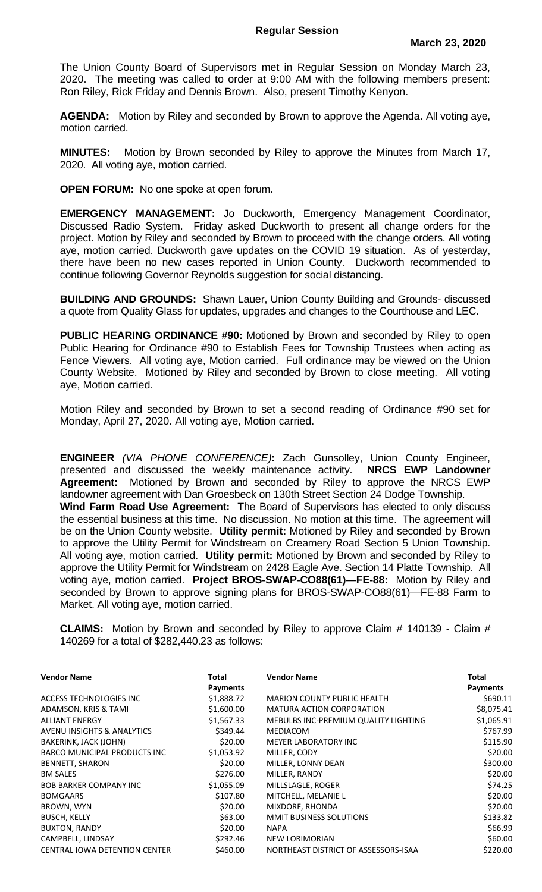**Regular Session**

**March 23, 2020**

The Union County Board of Supervisors met in Regular Session on Monday March 23, 2020. The meeting was called to order at 9:00 AM with the following members present: Ron Riley, Rick Friday and Dennis Brown. Also, present Timothy Kenyon.

**AGENDA:** Motion by Riley and seconded by Brown to approve the Agenda. All voting aye, motion carried.

**MINUTES:** Motion by Brown seconded by Riley to approve the Minutes from March 17, 2020. All voting aye, motion carried.

**OPEN FORUM:** No one spoke at open forum.

**EMERGENCY MANAGEMENT:** Jo Duckworth, Emergency Management Coordinator, Discussed Radio System. Friday asked Duckworth to present all change orders for the project. Motion by Riley and seconded by Brown to proceed with the change orders. All voting aye, motion carried. Duckworth gave updates on the COVID 19 situation. As of yesterday, there have been no new cases reported in Union County. Duckworth recommended to continue following Governor Reynolds suggestion for social distancing.

**BUILDING AND GROUNDS:** Shawn Lauer, Union County Building and Grounds- discussed a quote from Quality Glass for updates, upgrades and changes to the Courthouse and LEC.

**PUBLIC HEARING ORDINANCE #90:** Motioned by Brown and seconded by Riley to open Public Hearing for Ordinance #90 to Establish Fees for Township Trustees when acting as Fence Viewers. All voting aye, Motion carried. Full ordinance may be viewed on the Union County Website. Motioned by Riley and seconded by Brown to close meeting. All voting aye, Motion carried.

Motion Riley and seconded by Brown to set a second reading of Ordinance #90 set for Monday, April 27, 2020. All voting aye, Motion carried.

**ENGINEER** *(VIA PHONE CONFERENCE)***:** Zach Gunsolley, Union County Engineer, presented and discussed the weekly maintenance activity. **NRCS EWP Landowner Agreement:** Motioned by Brown and seconded by Riley to approve the NRCS EWP landowner agreement with Dan Groesbeck on 130th Street Section 24 Dodge Township. **Wind Farm Road Use Agreement:** The Board of Supervisors has elected to only discuss the essential business at this time. No discussion. No motion at this time. The agreement will be on the Union County website. **Utility permit:** Motioned by Riley and seconded by Brown to approve the Utility Permit for Windstream on Creamery Road Section 5 Union Township. All voting aye, motion carried. **Utility permit:** Motioned by Brown and seconded by Riley to approve the Utility Permit for Windstream on 2428 Eagle Ave. Section 14 Platte Township. All voting aye, motion carried. **Project BROS-SWAP-CO88(61)—FE-88:** Motion by Riley and seconded by Brown to approve signing plans for BROS-SWAP-CO88(61)—FE-88 Farm to Market. All voting aye, motion carried.

**CLAIMS:** Motion by Brown and seconded by Riley to approve Claim # 140139 - Claim # 140269 for a total of $282,440.23 as follows:

| Vendor Name | Total Payments | Vendor Name | Total Payments |
|---|---|---|---|
| ACCESS TECHNOLOGIES INC | $1,888.72 | MARION COUNTY PUBLIC HEALTH | $690.11 |
| ADAMSON, KRIS & TAMI | $1,600.00 | MATURA ACTION CORPORATION | $8,075.41 |
| ALLIANT ENERGY | $1,567.33 | MEBULBS INC-PREMIUM QUALITY LIGHTING | $1,065.91 |
| AVENU INSIGHTS & ANALYTICS | $349.44 | MEDIACOM | $767.99 |
| BAKERINK, JACK (JOHN) | $20.00 | MEYER LABORATORY INC | $115.90 |
| BARCO MUNICIPAL PRODUCTS INC | $1,053.92 | MILLER, CODY | $20.00 |
| BENNETT, SHARON | $20.00 | MILLER, LONNY DEAN | $300.00 |
| BM SALES | $276.00 | MILLER, RANDY | $20.00 |
| BOB BARKER COMPANY INC | $1,055.09 | MILLSLAGLE, ROGER | $74.25 |
| BOMGAARS | $107.80 | MITCHELL, MELANIE L | $20.00 |
| BROWN, WYN | $20.00 | MIXDORF, RHONDA | $20.00 |
| BUSCH, KELLY | $63.00 | MMIT BUSINESS SOLUTIONS | $133.82 |
| BUXTON, RANDY | $20.00 | NAPA | $66.99 |
| CAMPBELL, LINDSAY | $292.46 | NEW LORIMORIAN | $60.00 |
| CENTRAL IOWA DETENTION CENTER | $460.00 | NORTHEAST DISTRICT OF ASSESSORS-ISAA | $220.00 |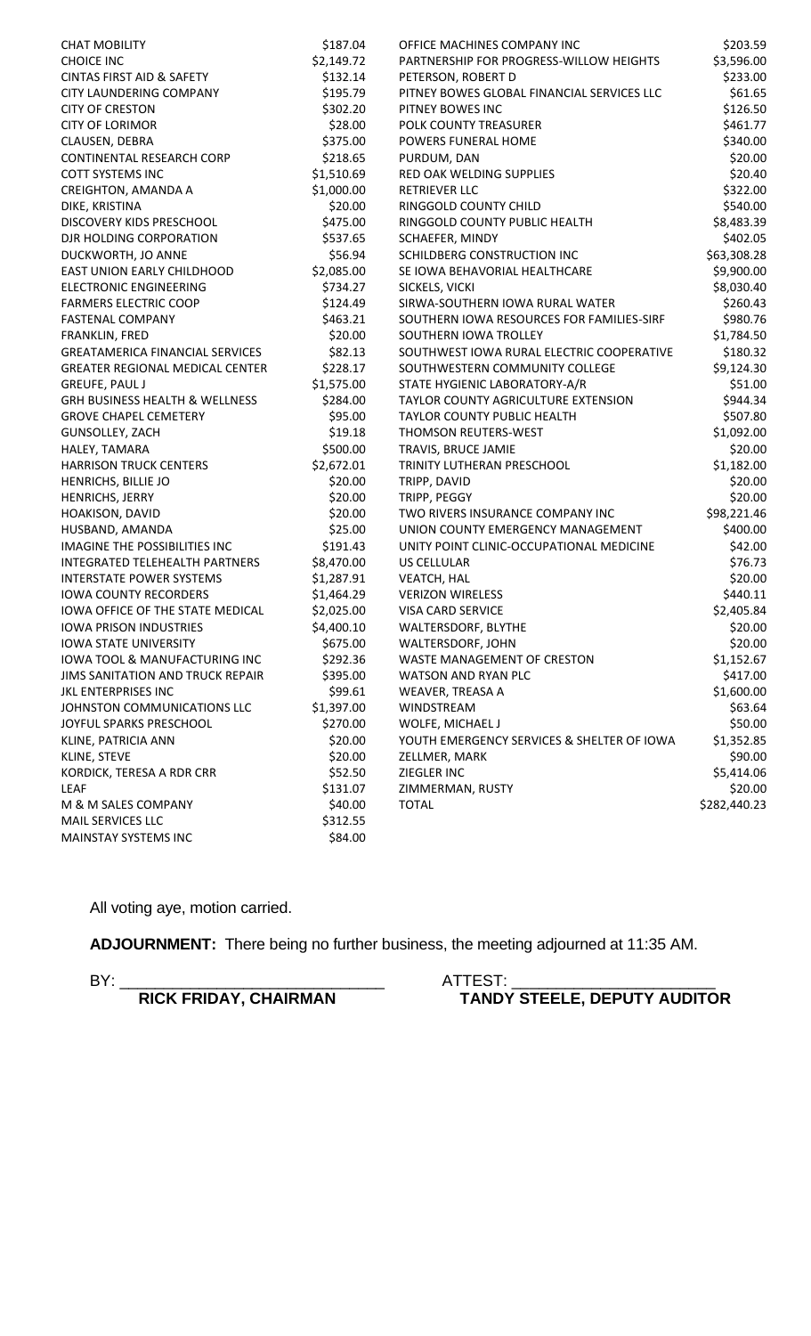| | |
|---|---|
| CHAT MOBILITY | $187.04 |
| CHOICE INC | $2,149.72 |
| CINTAS FIRST AID & SAFETY | $132.14 |
| CITY LAUNDERING COMPANY | $195.79 |
| CITY OF CRESTON | $302.20 |
| CITY OF LORIMOR | $28.00 |
| CLAUSEN, DEBRA | $375.00 |
| CONTINENTAL RESEARCH CORP | $218.65 |
| COTT SYSTEMS INC | $1,510.69 |
| CREIGHTON, AMANDA A | $1,000.00 |
| DIKE, KRISTINA | $20.00 |
| DISCOVERY KIDS PRESCHOOL | $475.00 |
| DJR HOLDING CORPORATION | $537.65 |
| DUCKWORTH, JO ANNE | $56.94 |
| EAST UNION EARLY CHILDHOOD | $2,085.00 |
| ELECTRONIC ENGINEERING | $734.27 |
| FARMERS ELECTRIC COOP | $124.49 |
| FASTENAL COMPANY | $463.21 |
| FRANKLIN, FRED | $20.00 |
| GREATAMERICA FINANCIAL SERVICES | $82.13 |
| GREATER REGIONAL MEDICAL CENTER | $228.17 |
| GREUFE, PAUL J | $1,575.00 |
| GRH BUSINESS HEALTH & WELLNESS | $284.00 |
| GROVE CHAPEL CEMETERY | $95.00 |
| GUNSOLLEY, ZACH | $19.18 |
| HALEY, TAMARA | $500.00 |
| HARRISON TRUCK CENTERS | $2,672.01 |
| HENRICHS, BILLIE JO | $20.00 |
| HENRICHS, JERRY | $20.00 |
| HOAKISON, DAVID | $20.00 |
| HUSBAND, AMANDA | $25.00 |
| IMAGINE THE POSSIBILITIES INC | $191.43 |
| INTEGRATED TELEHEALTH PARTNERS | $8,470.00 |
| INTERSTATE POWER SYSTEMS | $1,287.91 |
| IOWA COUNTY RECORDERS | $1,464.29 |
| IOWA OFFICE OF THE STATE MEDICAL | $2,025.00 |
| IOWA PRISON INDUSTRIES | $4,400.10 |
| IOWA STATE UNIVERSITY | $675.00 |
| IOWA TOOL & MANUFACTURING INC | $292.36 |
| JIMS SANITATION AND TRUCK REPAIR | $395.00 |
| JKL ENTERPRISES INC | $99.61 |
| JOHNSTON COMMUNICATIONS LLC | $1,397.00 |
| JOYFUL SPARKS PRESCHOOL | $270.00 |
| KLINE, PATRICIA ANN | $20.00 |
| KLINE, STEVE | $20.00 |
| KORDICK, TERESA A RDR CRR | $52.50 |
| LEAF | $131.07 |
| M & M SALES COMPANY | $40.00 |
| MAIL SERVICES LLC | $312.55 |
| MAINSTAY SYSTEMS INC | $84.00 |
| OFFICE MACHINES COMPANY INC | $203.59 |
| PARTNERSHIP FOR PROGRESS-WILLOW HEIGHTS | $3,596.00 |
| PETERSON, ROBERT D | $233.00 |
| PITNEY BOWES GLOBAL FINANCIAL SERVICES LLC | $61.65 |
| PITNEY BOWES INC | $126.50 |
| POLK COUNTY TREASURER | $461.77 |
| POWERS FUNERAL HOME | $340.00 |
| PURDUM, DAN | $20.00 |
| RED OAK WELDING SUPPLIES | $20.40 |
| RETRIEVER LLC | $322.00 |
| RINGGOLD COUNTY CHILD | $540.00 |
| RINGGOLD COUNTY PUBLIC HEALTH | $8,483.39 |
| SCHAEFER, MINDY | $402.05 |
| SCHILDBERG CONSTRUCTION INC | $63,308.28 |
| SE IOWA BEHAVORIAL HEALTHCARE | $9,900.00 |
| SICKELS, VICKI | $8,030.40 |
| SIRWA-SOUTHERN IOWA RURAL WATER | $260.43 |
| SOUTHERN IOWA RESOURCES FOR FAMILIES-SIRF | $980.76 |
| SOUTHERN IOWA TROLLEY | $1,784.50 |
| SOUTHWEST IOWA RURAL ELECTRIC COOPERATIVE | $180.32 |
| SOUTHWESTERN COMMUNITY COLLEGE | $9,124.30 |
| STATE HYGIENIC LABORATORY-A/R | $51.00 |
| TAYLOR COUNTY AGRICULTURE EXTENSION | $944.34 |
| TAYLOR COUNTY PUBLIC HEALTH | $507.80 |
| THOMSON REUTERS-WEST | $1,092.00 |
| TRAVIS, BRUCE JAMIE | $20.00 |
| TRINITY LUTHERAN PRESCHOOL | $1,182.00 |
| TRIPP, DAVID | $20.00 |
| TRIPP, PEGGY | $20.00 |
| TWO RIVERS INSURANCE COMPANY INC | $98,221.46 |
| UNION COUNTY EMERGENCY MANAGEMENT | $400.00 |
| UNITY POINT CLINIC-OCCUPATIONAL MEDICINE | $42.00 |
| US CELLULAR | $76.73 |
| VEATCH, HAL | $20.00 |
| VERIZON WIRELESS | $440.11 |
| VISA CARD SERVICE | $2,405.84 |
| WALTERSDORF, BLYTHE | $20.00 |
| WALTERSDORF, JOHN | $20.00 |
| WASTE MANAGEMENT OF CRESTON | $1,152.67 |
| WATSON AND RYAN PLC | $417.00 |
| WEAVER, TREASA A | $1,600.00 |
| WINDSTREAM | $63.64 |
| WOLFE, MICHAEL J | $50.00 |
| YOUTH EMERGENCY SERVICES & SHELTER OF IOWA | $1,352.85 |
| ZELLMER, MARK | $90.00 |
| ZIEGLER INC | $5,414.06 |
| ZIMMERMAN, RUSTY | $20.00 |
| TOTAL | $282,440.23 |

All voting aye, motion carried.

**ADJOURNMENT:** There being no further business, the meeting adjourned at 11:35 AM.

BY: ______________________________ ATTEST: ______________________

**RICK FRIDAY, CHAIRMAN** **TANDY STEELE, DEPUTY AUDITOR**